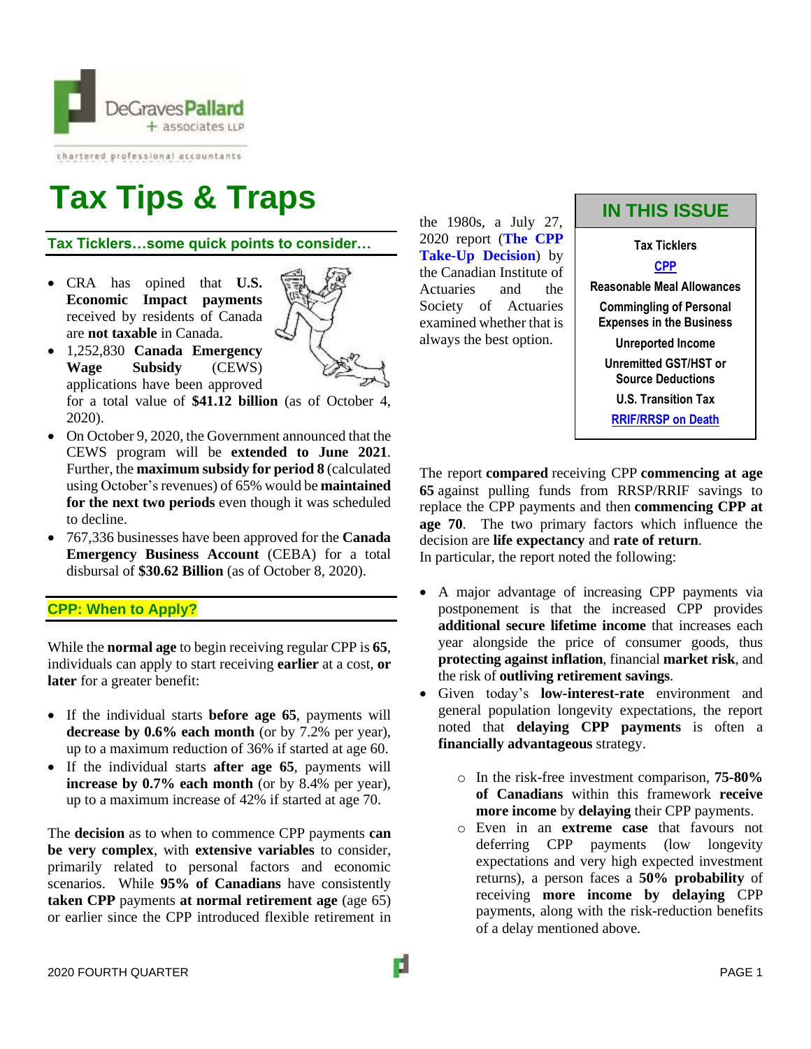DeGraves Pallard + associates LLP

chartered professional accountants

# Tax Tips & Traps

## Tax Ticklers…some quick points to consider…

- CRA has opined that **U.S. Economic Impact payments** received by residents of Canada are **not taxable** in Canada.
- 1,252,830 **Canada Emergency Wage Subsidy** (CEWS) applications have been approved for a total value of **$41.12 billion** (as of October 4, 2020).
- On October 9, 2020, the Government announced that the CEWS program will be **extended to June 2021**. Further, the **maximum subsidy for period 8** (calculated using October's revenues) of 65% would be **maintained for the next two periods** even though it was scheduled to decline.
- 767,336 businesses have been approved for the **Canada Emergency Business Account** (CEBA) for a total disbursal of **$30.62 Billion** (as of October 8, 2020).

## CPP: When to Apply?

While the **normal age** to begin receiving regular CPP is **65**, individuals can apply to start receiving **earlier** at a cost, **or later** for a greater benefit:

- If the individual starts **before age 65**, payments will **decrease by 0.6% each month** (or by 7.2% per year), up to a maximum reduction of 36% if started at age 60.
- If the individual starts **after age 65**, payments will **increase by 0.7% each month** (or by 8.4% per year), up to a maximum increase of 42% if started at age 70.

The **decision** as to when to commence CPP payments **can be very complex**, with **extensive variables** to consider, primarily related to personal factors and economic scenarios. While **95% of Canadians** have consistently **taken CPP** payments **at normal retirement age** (age 65) or earlier since the CPP introduced flexible retirement in the 1980s, a July 27, 2020 report (**The CPP Take-Up Decision**) by the Canadian Institute of Actuaries and the Society of Actuaries examined whether that is always the best option.

**IN THIS ISSUE**

- Tax Ticklers
- CPP
- Reasonable Meal Allowances
- Commingling of Personal Expenses in the Business
- Unreported Income
- Unremitted GST/HST or Source Deductions
- U.S. Transition Tax
- RRIF/RRSP on Death

The report **compared** receiving CPP **commencing at age 65** against pulling funds from RRSP/RRIF savings to replace the CPP payments and then **commencing CPP at age 70**. The two primary factors which influence the decision are **life expectancy** and **rate of return**.
In particular, the report noted the following:

- A major advantage of increasing CPP payments via postponement is that the increased CPP provides **additional secure lifetime income** that increases each year alongside the price of consumer goods, thus **protecting against inflation**, financial **market risk**, and the risk of **outliving retirement savings**.
- Given today's **low-interest-rate** environment and general population longevity expectations, the report noted that **delaying CPP payments** is often a **financially advantageous** strategy.
    - In the risk-free investment comparison, **75-80% of Canadians** within this framework **receive more income** by **delaying** their CPP payments.
    - Even in an **extreme case** that favours not deferring CPP payments (low longevity expectations and very high expected investment returns), a person faces a **50% probability** of receiving **more income by delaying** CPP payments, along with the risk-reduction benefits of a delay mentioned above.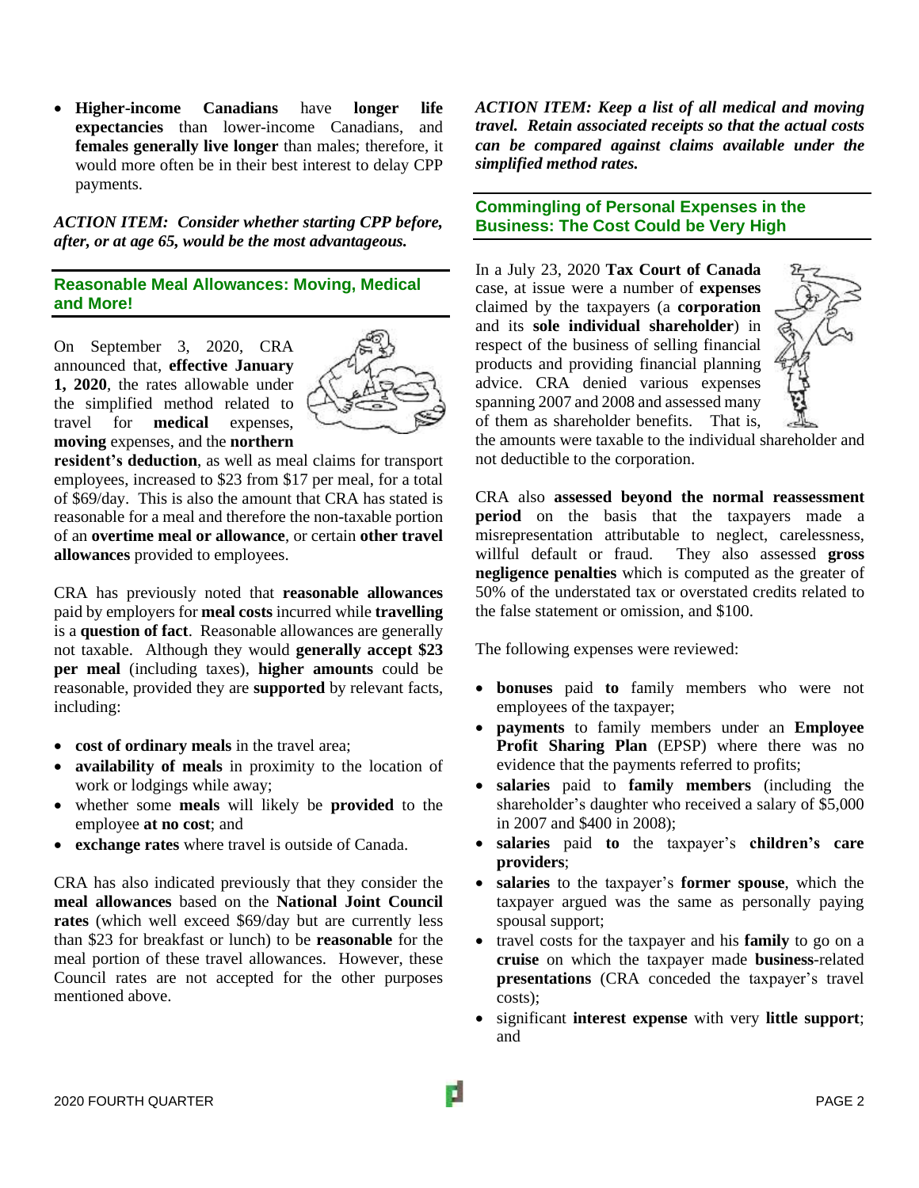- **Higher-income Canadians** have **longer life expectancies** than lower-income Canadians, and **females generally live longer** than males; therefore, it would more often be in their best interest to delay CPP payments.

***ACTION ITEM: Consider whether starting CPP before, after, or at age 65, would be the most advantageous.***

## Reasonable Meal Allowances: Moving, Medical and More!

On September 3, 2020, CRA announced that, **effective January 1, 2020**, the rates allowable under the simplified method related to travel for **medical** expenses, **moving** expenses, and the **northern resident's deduction**, as well as meal claims for transport employees, increased to $23 from $17 per meal, for a total of $69/day. This is also the amount that CRA has stated is reasonable for a meal and therefore the non-taxable portion of an **overtime meal or allowance**, or certain **other travel allowances** provided to employees.

CRA has previously noted that **reasonable allowances** paid by employers for **meal costs** incurred while **travelling** is a **question of fact**. Reasonable allowances are generally not taxable. Although they would **generally accept $23 per meal** (including taxes), **higher amounts** could be reasonable, provided they are **supported** by relevant facts, including:

- **cost of ordinary meals** in the travel area;
- **availability of meals** in proximity to the location of work or lodgings while away;
- whether some **meals** will likely be **provided** to the employee **at no cost**; and
- **exchange rates** where travel is outside of Canada.

CRA has also indicated previously that they consider the **meal allowances** based on the **National Joint Council rates** (which well exceed $69/day but are currently less than $23 for breakfast or lunch) to be **reasonable** for the meal portion of these travel allowances. However, these Council rates are not accepted for the other purposes mentioned above.

***ACTION ITEM: Keep a list of all medical and moving travel. Retain associated receipts so that the actual costs can be compared against claims available under the simplified method rates.***

## Commingling of Personal Expenses in the Business: The Cost Could be Very High

In a July 23, 2020 **Tax Court of Canada** case, at issue were a number of **expenses** claimed by the taxpayers (a **corporation** and its **sole individual shareholder**) in respect of the business of selling financial products and providing financial planning advice. CRA denied various expenses spanning 2007 and 2008 and assessed many of them as shareholder benefits. That is, the amounts were taxable to the individual shareholder and not deductible to the corporation.

CRA also **assessed beyond the normal reassessment period** on the basis that the taxpayers made a misrepresentation attributable to neglect, carelessness, willful default or fraud. They also assessed **gross negligence penalties** which is computed as the greater of 50% of the understated tax or overstated credits related to the false statement or omission, and $100.

The following expenses were reviewed:

- **bonuses** paid **to** family members who were not employees of the taxpayer;
- **payments** to family members under an **Employee Profit Sharing Plan** (EPSP) where there was no evidence that the payments referred to profits;
- **salaries** paid to **family members** (including the shareholder's daughter who received a salary of $5,000 in 2007 and $400 in 2008);
- **salaries** paid **to** the taxpayer's **children's care providers**;
- **salaries** to the taxpayer's **former spouse**, which the taxpayer argued was the same as personally paying spousal support;
- travel costs for the taxpayer and his **family** to go on a **cruise** on which the taxpayer made **business**-related **presentations** (CRA conceded the taxpayer's travel costs);
- significant **interest expense** with very **little support**; and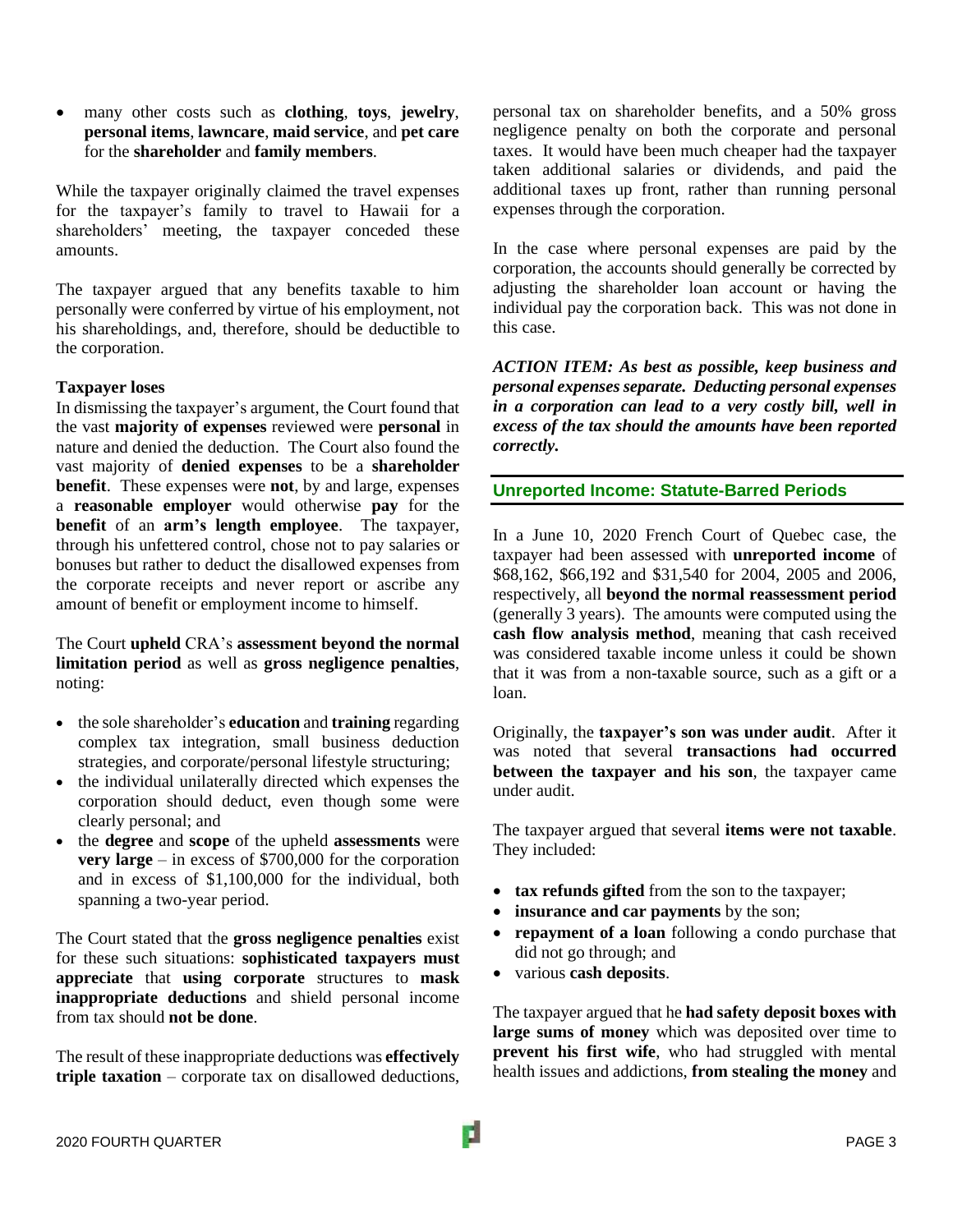- many other costs such as **clothing**, **toys**, **jewelry**, **personal items**, **lawncare**, **maid service**, and **pet care** for the **shareholder** and **family members**.

While the taxpayer originally claimed the travel expenses for the taxpayer's family to travel to Hawaii for a shareholders' meeting, the taxpayer conceded these amounts.

The taxpayer argued that any benefits taxable to him personally were conferred by virtue of his employment, not his shareholdings, and, therefore, should be deductible to the corporation.

**Taxpayer loses**

In dismissing the taxpayer's argument, the Court found that the vast **majority of expenses** reviewed were **personal** in nature and denied the deduction. The Court also found the vast majority of **denied expenses** to be a **shareholder benefit**. These expenses were **not**, by and large, expenses a **reasonable employer** would otherwise **pay** for the **benefit** of an **arm's length employee**. The taxpayer, through his unfettered control, chose not to pay salaries or bonuses but rather to deduct the disallowed expenses from the corporate receipts and never report or ascribe any amount of benefit or employment income to himself.

The Court **upheld** CRA's **assessment beyond the normal limitation period** as well as **gross negligence penalties**, noting:

- the sole shareholder's **education** and **training** regarding complex tax integration, small business deduction strategies, and corporate/personal lifestyle structuring;
- the individual unilaterally directed which expenses the corporation should deduct, even though some were clearly personal; and
- the **degree** and **scope** of the upheld **assessments** were **very large** – in excess of $700,000 for the corporation and in excess of $1,100,000 for the individual, both spanning a two-year period.

The Court stated that the **gross negligence penalties** exist for these such situations: **sophisticated taxpayers must appreciate** that **using corporate** structures to **mask inappropriate deductions** and shield personal income from tax should **not be done**.

The result of these inappropriate deductions was **effectively triple taxation** – corporate tax on disallowed deductions, personal tax on shareholder benefits, and a 50% gross negligence penalty on both the corporate and personal taxes. It would have been much cheaper had the taxpayer taken additional salaries or dividends, and paid the additional taxes up front, rather than running personal expenses through the corporation.

In the case where personal expenses are paid by the corporation, the accounts should generally be corrected by adjusting the shareholder loan account or having the individual pay the corporation back. This was not done in this case.

***ACTION ITEM: As best as possible, keep business and personal expenses separate. Deducting personal expenses in a corporation can lead to a very costly bill, well in excess of the tax should the amounts have been reported correctly.***

## Unreported Income: Statute-Barred Periods

In a June 10, 2020 French Court of Quebec case, the taxpayer had been assessed with **unreported income** of $68,162, $66,192 and $31,540 for 2004, 2005 and 2006, respectively, all **beyond the normal reassessment period** (generally 3 years). The amounts were computed using the **cash flow analysis method**, meaning that cash received was considered taxable income unless it could be shown that it was from a non-taxable source, such as a gift or a loan.

Originally, the **taxpayer's son was under audit**. After it was noted that several **transactions had occurred between the taxpayer and his son**, the taxpayer came under audit.

The taxpayer argued that several **items were not taxable**. They included:

- **tax refunds gifted** from the son to the taxpayer;
- **insurance and car payments** by the son;
- **repayment of a loan** following a condo purchase that did not go through; and
- various **cash deposits**.

The taxpayer argued that he **had safety deposit boxes with large sums of money** which was deposited over time to **prevent his first wife**, who had struggled with mental health issues and addictions, **from stealing the money** and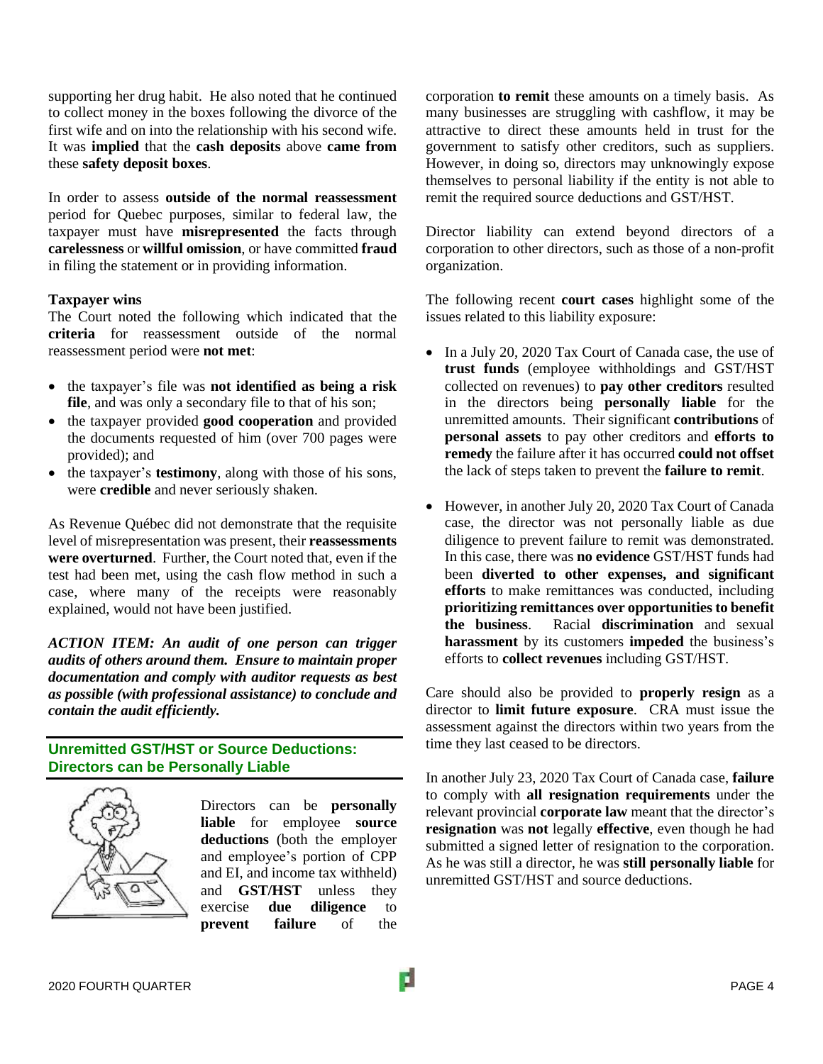supporting her drug habit. He also noted that he continued to collect money in the boxes following the divorce of the first wife and on into the relationship with his second wife. It was **implied** that the **cash deposits** above **came from** these **safety deposit boxes**.

In order to assess **outside of the normal reassessment** period for Quebec purposes, similar to federal law, the taxpayer must have **misrepresented** the facts through **carelessness** or **willful omission**, or have committed **fraud** in filing the statement or in providing information.

**Taxpayer wins**

The Court noted the following which indicated that the **criteria** for reassessment outside of the normal reassessment period were **not met**:

- the taxpayer's file was **not identified as being a risk file**, and was only a secondary file to that of his son;
- the taxpayer provided **good cooperation** and provided the documents requested of him (over 700 pages were provided); and
- the taxpayer's **testimony**, along with those of his sons, were **credible** and never seriously shaken.

As Revenue Québec did not demonstrate that the requisite level of misrepresentation was present, their **reassessments were overturned**. Further, the Court noted that, even if the test had been met, using the cash flow method in such a case, where many of the receipts were reasonably explained, would not have been justified.

***ACTION ITEM: An audit of one person can trigger audits of others around them. Ensure to maintain proper documentation and comply with auditor requests as best as possible (with professional assistance) to conclude and contain the audit efficiently.***

## Unremitted GST/HST or Source Deductions: Directors can be Personally Liable

Directors can be **personally liable** for employee **source deductions** (both the employer and employee's portion of CPP and EI, and income tax withheld) and **GST/HST** unless they exercise **due diligence** to **prevent failure** of the corporation **to remit** these amounts on a timely basis. As many businesses are struggling with cashflow, it may be attractive to direct these amounts held in trust for the government to satisfy other creditors, such as suppliers. However, in doing so, directors may unknowingly expose themselves to personal liability if the entity is not able to remit the required source deductions and GST/HST.

Director liability can extend beyond directors of a corporation to other directors, such as those of a non-profit organization.

The following recent **court cases** highlight some of the issues related to this liability exposure:

- In a July 20, 2020 Tax Court of Canada case, the use of **trust funds** (employee withholdings and GST/HST collected on revenues) to **pay other creditors** resulted in the directors being **personally liable** for the unremitted amounts. Their significant **contributions** of **personal assets** to pay other creditors and **efforts to remedy** the failure after it has occurred **could not offset** the lack of steps taken to prevent the **failure to remit**.
- However, in another July 20, 2020 Tax Court of Canada case, the director was not personally liable as due diligence to prevent failure to remit was demonstrated. In this case, there was **no evidence** GST/HST funds had been **diverted to other expenses, and significant efforts** to make remittances was conducted, including **prioritizing remittances over opportunities to benefit the business**. Racial **discrimination** and sexual **harassment** by its customers **impeded** the business's efforts to **collect revenues** including GST/HST.

Care should also be provided to **properly resign** as a director to **limit future exposure**. CRA must issue the assessment against the directors within two years from the time they last ceased to be directors.

In another July 23, 2020 Tax Court of Canada case, **failure** to comply with **all resignation requirements** under the relevant provincial **corporate law** meant that the director's **resignation** was **not** legally **effective**, even though he had submitted a signed letter of resignation to the corporation. As he was still a director, he was **still personally liable** for unremitted GST/HST and source deductions.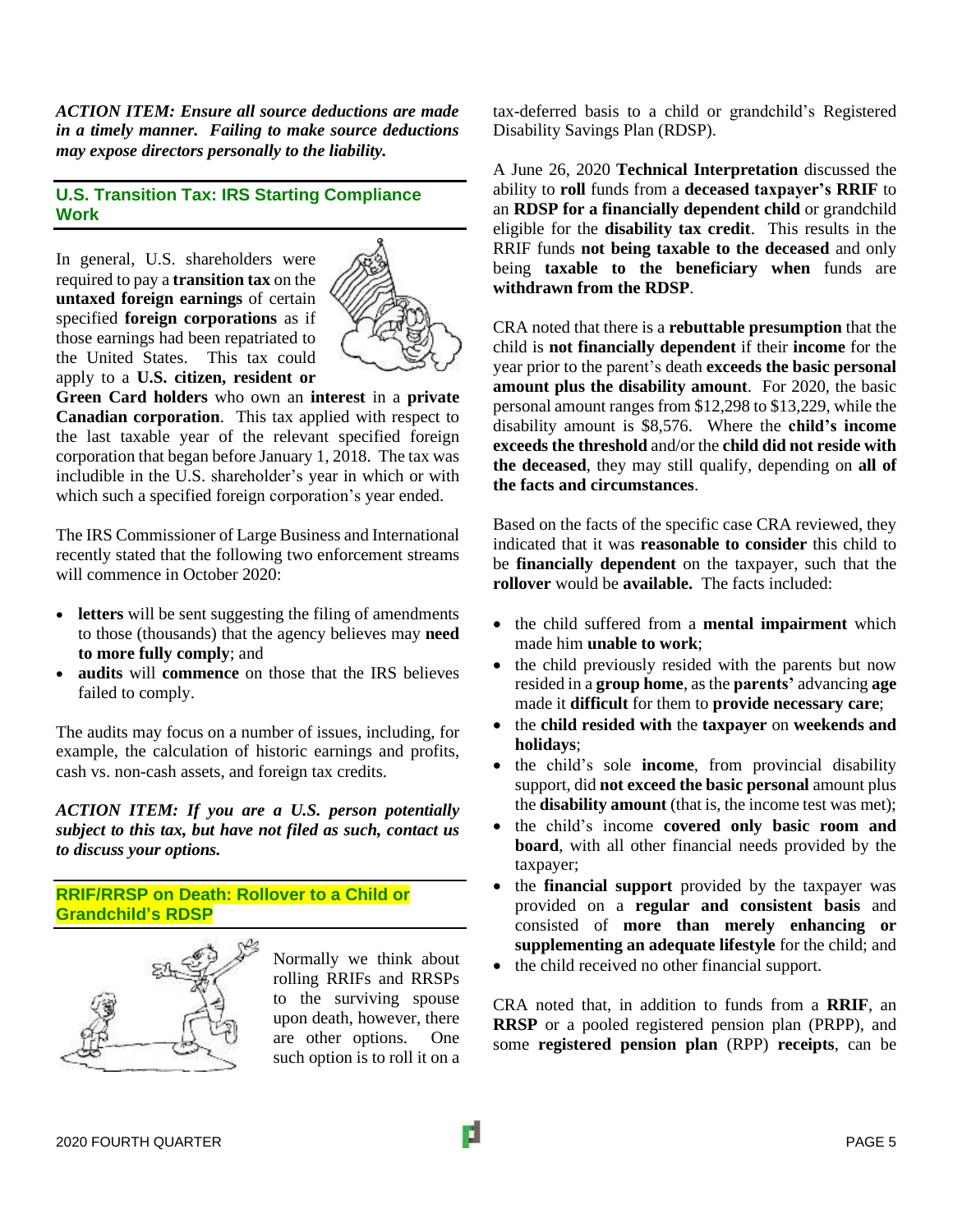***ACTION ITEM: Ensure all source deductions are made in a timely manner. Failing to make source deductions may expose directors personally to the liability.***

## U.S. Transition Tax: IRS Starting Compliance Work

In general, U.S. shareholders were required to pay a **transition tax** on the **untaxed foreign earnings** of certain specified **foreign corporations** as if those earnings had been repatriated to the United States. This tax could apply to a **U.S. citizen, resident or Green Card holders** who own an **interest** in a **private Canadian corporation**. This tax applied with respect to the last taxable year of the relevant specified foreign corporation that began before January 1, 2018. The tax was includible in the U.S. shareholder's year in which or with which such a specified foreign corporation's year ended.

The IRS Commissioner of Large Business and International recently stated that the following two enforcement streams will commence in October 2020:

- **letters** will be sent suggesting the filing of amendments to those (thousands) that the agency believes may **need to more fully comply**; and
- **audits** will **commence** on those that the IRS believes failed to comply.

The audits may focus on a number of issues, including, for example, the calculation of historic earnings and profits, cash vs. non-cash assets, and foreign tax credits.

***ACTION ITEM: If you are a U.S. person potentially subject to this tax, but have not filed as such, contact us to discuss your options.***

## RRIF/RRSP on Death: Rollover to a Child or Grandchild's RDSP

Normally we think about rolling RRIFs and RRSPs to the surviving spouse upon death, however, there are other options. One such option is to roll it on a tax-deferred basis to a child or grandchild's Registered Disability Savings Plan (RDSP).

A June 26, 2020 **Technical Interpretation** discussed the ability to **roll** funds from a **deceased taxpayer's RRIF** to an **RDSP for a financially dependent child** or grandchild eligible for the **disability tax credit**. This results in the RRIF funds **not being taxable to the deceased** and only being **taxable to the beneficiary when** funds are **withdrawn from the RDSP**.

CRA noted that there is a **rebuttable presumption** that the child is **not financially dependent** if their **income** for the year prior to the parent's death **exceeds the basic personal amount plus the disability amount**. For 2020, the basic personal amount ranges from $12,298 to $13,229, while the disability amount is $8,576. Where the **child's income exceeds the threshold** and/or the **child did not reside with the deceased**, they may still qualify, depending on **all of the facts and circumstances**.

Based on the facts of the specific case CRA reviewed, they indicated that it was **reasonable to consider** this child to be **financially dependent** on the taxpayer, such that the **rollover** would be **available.** The facts included:

- the child suffered from a **mental impairment** which made him **unable to work**;
- the child previously resided with the parents but now resided in a **group home**, as the **parents'** advancing **age** made it **difficult** for them to **provide necessary care**;
- the **child resided with** the **taxpayer** on **weekends and holidays**;
- the child's sole **income**, from provincial disability support, did **not exceed the basic personal** amount plus the **disability amount** (that is, the income test was met);
- the child's income **covered only basic room and board**, with all other financial needs provided by the taxpayer;
- the **financial support** provided by the taxpayer was provided on a **regular and consistent basis** and consisted of **more than merely enhancing or supplementing an adequate lifestyle** for the child; and
- the child received no other financial support.

CRA noted that, in addition to funds from a **RRIF**, an **RRSP** or a pooled registered pension plan (PRPP), and some **registered pension plan** (RPP) **receipts**, can be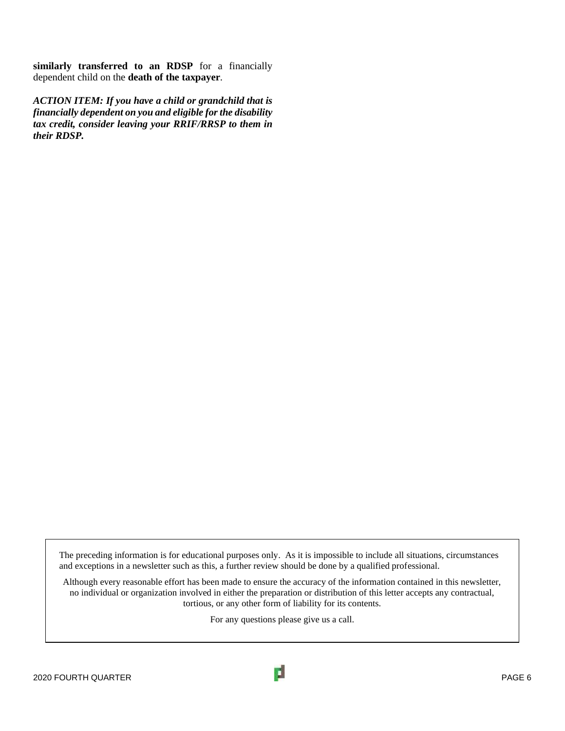**similarly transferred to an RDSP** for a financially dependent child on the **death of the taxpayer**.

***ACTION ITEM: If you have a child or grandchild that is financially dependent on you and eligible for the disability tax credit, consider leaving your RRIF/RRSP to them in their RDSP.***

The preceding information is for educational purposes only. As it is impossible to include all situations, circumstances and exceptions in a newsletter such as this, a further review should be done by a qualified professional.

Although every reasonable effort has been made to ensure the accuracy of the information contained in this newsletter, no individual or organization involved in either the preparation or distribution of this letter accepts any contractual, tortious, or any other form of liability for its contents.

For any questions please give us a call.